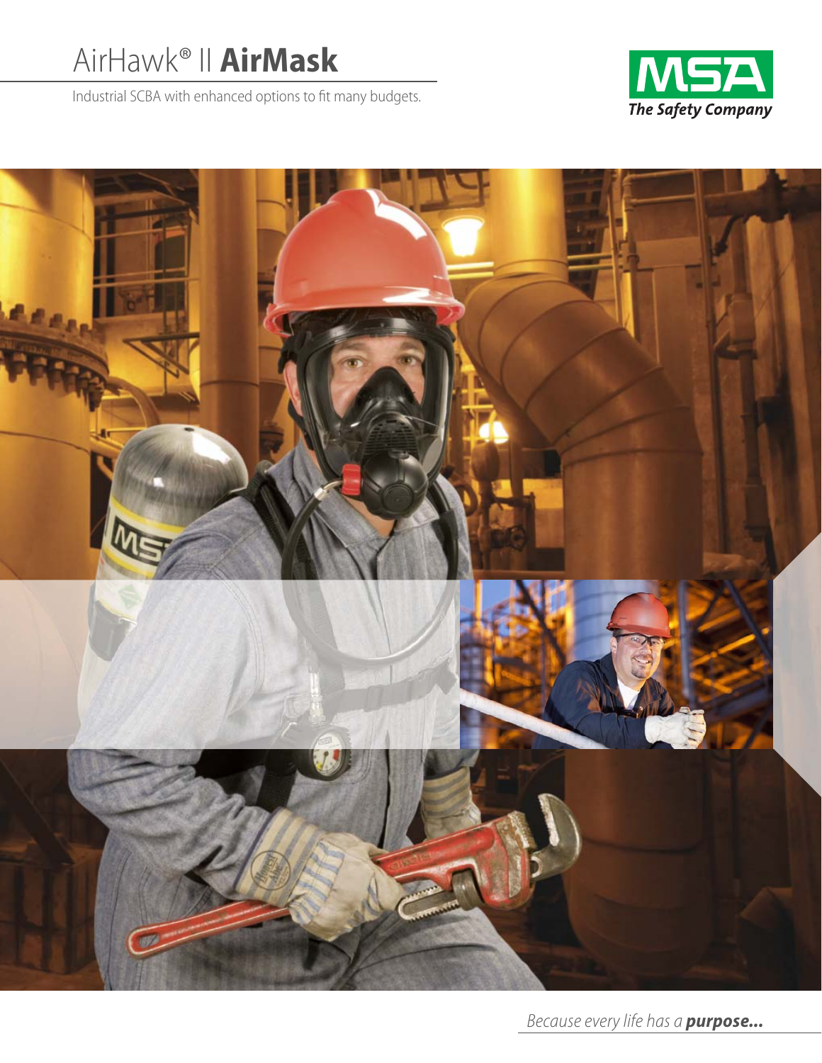# AirHawk® II **AirMask**

Industrial SCBA with enhanced options to fit many budgets.

MSA
*The Safety Company*

*Because every life has a* ***purpose...***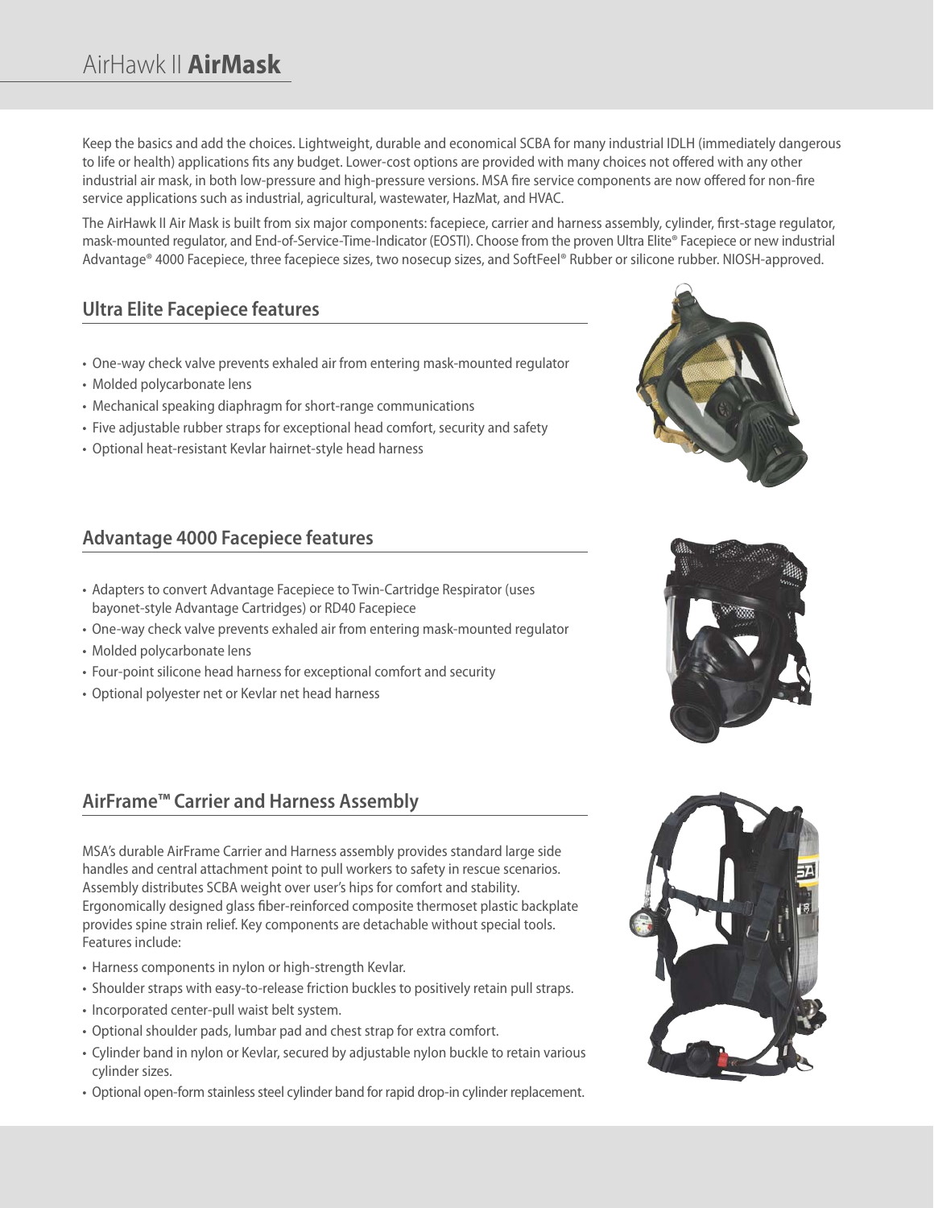# AirHawk II **AirMask**

Keep the basics and add the choices. Lightweight, durable and economical SCBA for many industrial IDLH (immediately dangerous to life or health) applications fits any budget. Lower-cost options are provided with many choices not offered with any other industrial air mask, in both low-pressure and high-pressure versions. MSA fire service components are now offered for non-fire service applications such as industrial, agricultural, wastewater, HazMat, and HVAC.

The AirHawk II Air Mask is built from six major components: facepiece, carrier and harness assembly, cylinder, first-stage regulator, mask-mounted regulator, and End-of-Service-Time-Indicator (EOSTI). Choose from the proven Ultra Elite® Facepiece or new industrial Advantage® 4000 Facepiece, three facepiece sizes, two nosecup sizes, and SoftFeel® Rubber or silicone rubber. NIOSH-approved.

## Ultra Elite Facepiece features

- One-way check valve prevents exhaled air from entering mask-mounted regulator
- Molded polycarbonate lens
- Mechanical speaking diaphragm for short-range communications
- Five adjustable rubber straps for exceptional head comfort, security and safety
- Optional heat-resistant Kevlar hairnet-style head harness

## Advantage 4000 Facepiece features

- Adapters to convert Advantage Facepiece to Twin-Cartridge Respirator (uses bayonet-style Advantage Cartridges) or RD40 Facepiece
- One-way check valve prevents exhaled air from entering mask-mounted regulator
- Molded polycarbonate lens
- Four-point silicone head harness for exceptional comfort and security
- Optional polyester net or Kevlar net head harness

## AirFrame™ Carrier and Harness Assembly

MSA's durable AirFrame Carrier and Harness assembly provides standard large side handles and central attachment point to pull workers to safety in rescue scenarios. Assembly distributes SCBA weight over user's hips for comfort and stability. Ergonomically designed glass fiber-reinforced composite thermoset plastic backplate provides spine strain relief. Key components are detachable without special tools. Features include:

- Harness components in nylon or high-strength Kevlar.
- Shoulder straps with easy-to-release friction buckles to positively retain pull straps.
- Incorporated center-pull waist belt system.
- Optional shoulder pads, lumbar pad and chest strap for extra comfort.
- Cylinder band in nylon or Kevlar, secured by adjustable nylon buckle to retain various cylinder sizes.
- Optional open-form stainless steel cylinder band for rapid drop-in cylinder replacement.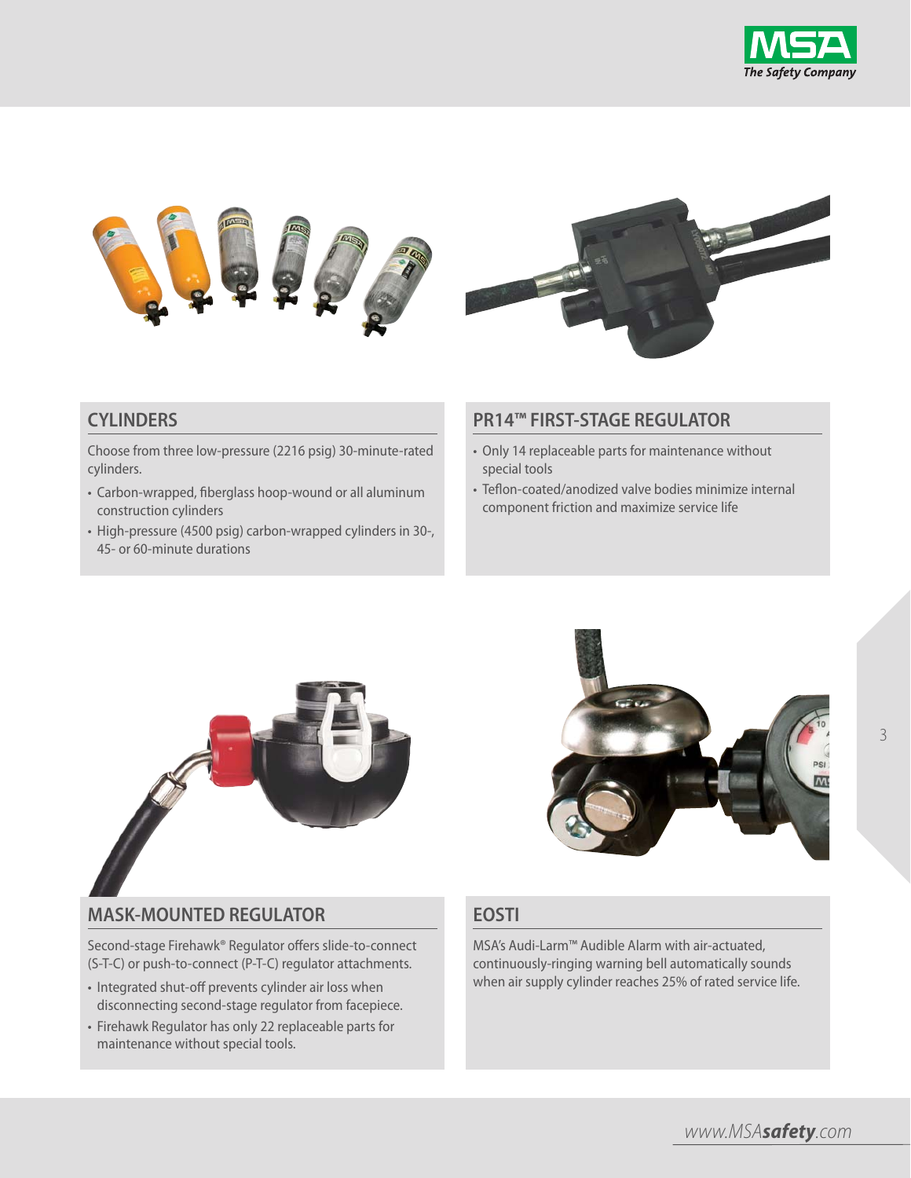## CYLINDERS

Choose from three low-pressure (2216 psig) 30-minute-rated cylinders.

- Carbon-wrapped, fiberglass hoop-wound or all aluminum construction cylinders
- High-pressure (4500 psig) carbon-wrapped cylinders in 30-, 45- or 60-minute durations

## PR14™ FIRST-STAGE REGULATOR

- Only 14 replaceable parts for maintenance without special tools
- Teflon-coated/anodized valve bodies minimize internal component friction and maximize service life

## MASK-MOUNTED REGULATOR

Second-stage Firehawk® Regulator offers slide-to-connect (S-T-C) or push-to-connect (P-T-C) regulator attachments.

- Integrated shut-off prevents cylinder air loss when disconnecting second-stage regulator from facepiece.
- Firehawk Regulator has only 22 replaceable parts for maintenance without special tools.

## EOSTI

MSA's Audi-Larm™ Audible Alarm with air-actuated, continuously-ringing warning bell automatically sounds when air supply cylinder reaches 25% of rated service life.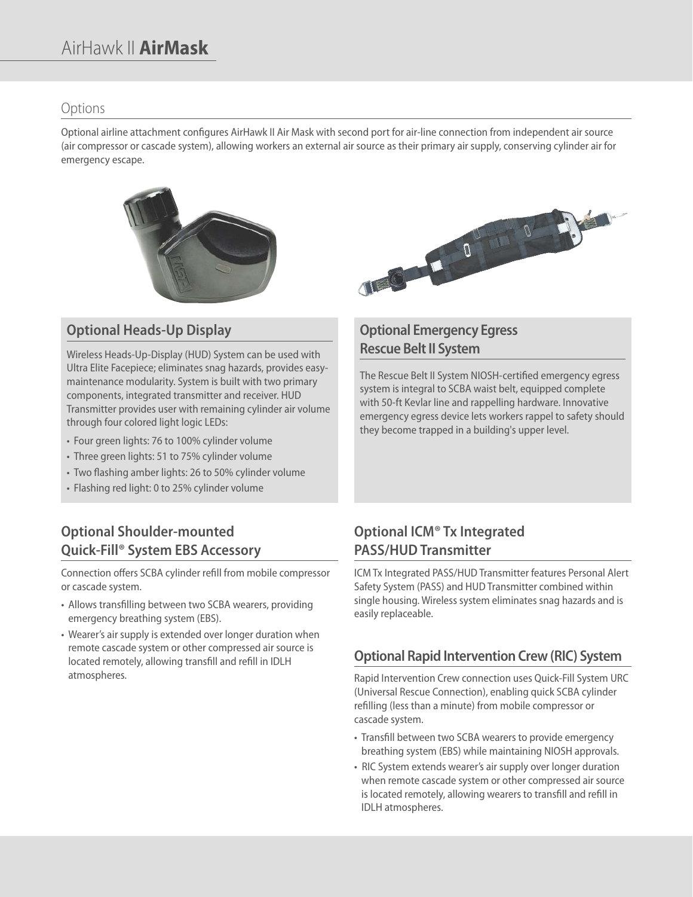# AirHawk II **AirMask**

## Options

Optional airline attachment configures AirHawk II Air Mask with second port for air-line connection from independent air source (air compressor or cascade system), allowing workers an external air source as their primary air supply, conserving cylinder air for emergency escape.

### Optional Heads-Up Display

Wireless Heads-Up-Display (HUD) System can be used with Ultra Elite Facepiece; eliminates snag hazards, provides easy-maintenance modularity. System is built with two primary components, integrated transmitter and receiver. HUD Transmitter provides user with remaining cylinder air volume through four colored light logic LEDs:

- Four green lights: 76 to 100% cylinder volume
- Three green lights: 51 to 75% cylinder volume
- Two flashing amber lights: 26 to 50% cylinder volume
- Flashing red light: 0 to 25% cylinder volume

### Optional Emergency Egress Rescue Belt II System

The Rescue Belt II System NIOSH-certified emergency egress system is integral to SCBA waist belt, equipped complete with 50-ft Kevlar line and rappelling hardware. Innovative emergency egress device lets workers rappel to safety should they become trapped in a building's upper level.

### Optional Shoulder-mounted Quick-Fill® System EBS Accessory

Connection offers SCBA cylinder refill from mobile compressor or cascade system.

- Allows transfilling between two SCBA wearers, providing emergency breathing system (EBS).
- Wearer's air supply is extended over longer duration when remote cascade system or other compressed air source is located remotely, allowing transfill and refill in IDLH atmospheres.

### Optional ICM® Tx Integrated PASS/HUD Transmitter

ICM Tx Integrated PASS/HUD Transmitter features Personal Alert Safety System (PASS) and HUD Transmitter combined within single housing. Wireless system eliminates snag hazards and is easily replaceable.

### Optional Rapid Intervention Crew (RIC) System

Rapid Intervention Crew connection uses Quick-Fill System URC (Universal Rescue Connection), enabling quick SCBA cylinder refilling (less than a minute) from mobile compressor or cascade system.

- Transfill between two SCBA wearers to provide emergency breathing system (EBS) while maintaining NIOSH approvals.
- RIC System extends wearer's air supply over longer duration when remote cascade system or other compressed air source is located remotely, allowing wearers to transfill and refill in IDLH atmospheres.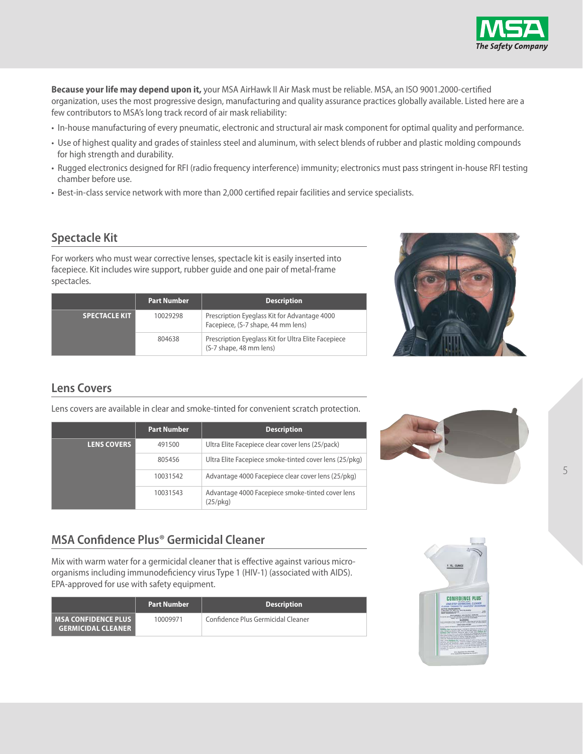**Because your life may depend upon it,** your MSA AirHawk II Air Mask must be reliable. MSA, an ISO 9001.2000-certified organization, uses the most progressive design, manufacturing and quality assurance practices globally available. Listed here are a few contributors to MSA's long track record of air mask reliability:

- In-house manufacturing of every pneumatic, electronic and structural air mask component for optimal quality and performance.
- Use of highest quality and grades of stainless steel and aluminum, with select blends of rubber and plastic molding compounds for high strength and durability.
- Rugged electronics designed for RFI (radio frequency interference) immunity; electronics must pass stringent in-house RFI testing chamber before use.
- Best-in-class service network with more than 2,000 certified repair facilities and service specialists.

## Spectacle Kit

For workers who must wear corrective lenses, spectacle kit is easily inserted into facepiece. Kit includes wire support, rubber guide and one pair of metal-frame spectacles.

| | Part Number | Description |
|---|---|---|
| **SPECTACLE KIT** | 10029298 | Prescription Eyeglass Kit for Advantage 4000 Facepiece, (S-7 shape, 44 mm lens) |
| | 804638 | Prescription Eyeglass Kit for Ultra Elite Facepiece (S-7 shape, 48 mm lens) |

## Lens Covers

Lens covers are available in clear and smoke-tinted for convenient scratch protection.

| | Part Number | Description |
|---|---|---|
| **LENS COVERS** | 491500 | Ultra Elite Facepiece clear cover lens (25/pack) |
| | 805456 | Ultra Elite Facepiece smoke-tinted cover lens (25/pkg) |
| | 10031542 | Advantage 4000 Facepiece clear cover lens (25/pkg) |
| | 10031543 | Advantage 4000 Facepiece smoke-tinted cover lens (25/pkg) |

## MSA Confidence Plus® Germicidal Cleaner

Mix with warm water for a germicidal cleaner that is effective against various micro-organisms including immunodeficiency virus Type 1 (HIV-1) (associated with AIDS). EPA-approved for use with safety equipment.

| | Part Number | Description |
|---|---|---|
| **MSA CONFIDENCE PLUS GERMICIDAL CLEANER** | 10009971 | Confidence Plus Germicidal Cleaner |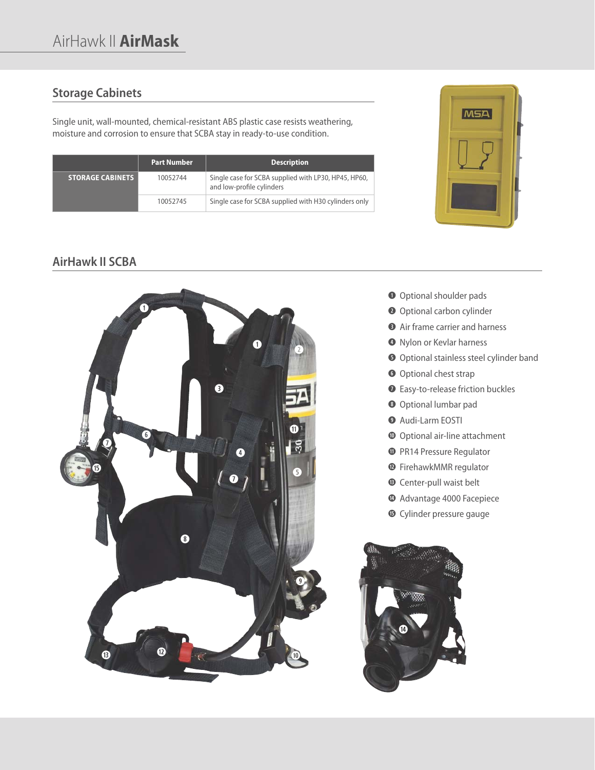# AirHawk II **AirMask**

## Storage Cabinets

Single unit, wall-mounted, chemical-resistant ABS plastic case resists weathering, moisture and corrosion to ensure that SCBA stay in ready-to-use condition.

| | Part Number | Description |
|---|---|---|
| **STORAGE CABINETS** | 10052744 | Single case for SCBA supplied with LP30, HP45, HP60, and low-profile cylinders |
| | 10052745 | Single case for SCBA supplied with H30 cylinders only |

## AirHawk II SCBA

1. Optional shoulder pads
2. Optional carbon cylinder
3. Air frame carrier and harness
4. Nylon or Kevlar harness
5. Optional stainless steel cylinder band
6. Optional chest strap
7. Easy-to-release friction buckles
8. Optional lumbar pad
9. Audi-Larm EOSTI
10. Optional air-line attachment
11. PR14 Pressure Regulator
12. FirehawkMMR regulator
13. Center-pull waist belt
14. Advantage 4000 Facepiece
15. Cylinder pressure gauge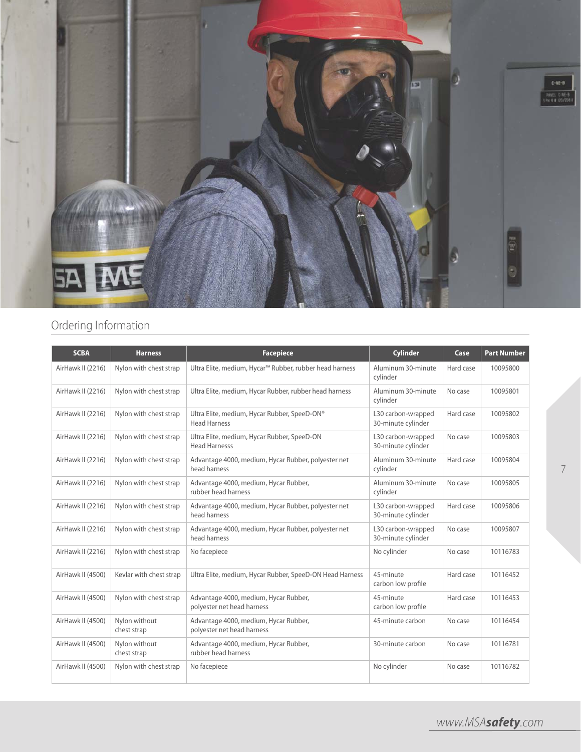## Ordering Information

| SCBA | Harness | Facepiece | Cylinder | Case | Part Number |
|---|---|---|---|---|---|
| AirHawk II (2216) | Nylon with chest strap | Ultra Elite, medium, Hycar™ Rubber, rubber head harness | Aluminum 30-minute cylinder | Hard case | 10095800 |
| AirHawk II (2216) | Nylon with chest strap | Ultra Elite, medium, Hycar Rubber, rubber head harness | Aluminum 30-minute cylinder | No case | 10095801 |
| AirHawk II (2216) | Nylon with chest strap | Ultra Elite, medium, Hycar Rubber, SpeeD-ON® Head Harness | L30 carbon-wrapped 30-minute cylinder | Hard case | 10095802 |
| AirHawk II (2216) | Nylon with chest strap | Ultra Elite, medium, Hycar Rubber, SpeeD-ON Head Harnesss | L30 carbon-wrapped 30-minute cylinder | No case | 10095803 |
| AirHawk II (2216) | Nylon with chest strap | Advantage 4000, medium, Hycar Rubber, polyester net head harness | Aluminum 30-minute cylinder | Hard case | 10095804 |
| AirHawk II (2216) | Nylon with chest strap | Advantage 4000, medium, Hycar Rubber, rubber head harness | Aluminum 30-minute cylinder | No case | 10095805 |
| AirHawk II (2216) | Nylon with chest strap | Advantage 4000, medium, Hycar Rubber, polyester net head harness | L30 carbon-wrapped 30-minute cylinder | Hard case | 10095806 |
| AirHawk II (2216) | Nylon with chest strap | Advantage 4000, medium, Hycar Rubber, polyester net head harness | L30 carbon-wrapped 30-minute cylinder | No case | 10095807 |
| AirHawk II (2216) | Nylon with chest strap | No facepiece | No cylinder | No case | 10116783 |
| AirHawk II (4500) | Kevlar with chest strap | Ultra Elite, medium, Hycar Rubber, SpeeD-ON Head Harness | 45-minute carbon low profile | Hard case | 10116452 |
| AirHawk II (4500) | Nylon with chest strap | Advantage 4000, medium, Hycar Rubber, polyester net head harness | 45-minute carbon low profile | Hard case | 10116453 |
| AirHawk II (4500) | Nylon without chest strap | Advantage 4000, medium, Hycar Rubber, polyester net head harness | 45-minute carbon | No case | 10116454 |
| AirHawk II (4500) | Nylon without chest strap | Advantage 4000, medium, Hycar Rubber, rubber head harness | 30-minute carbon | No case | 10116781 |
| AirHawk II (4500) | Nylon with chest strap | No facepiece | No cylinder | No case | 10116782 |

www.MSA***safety***.com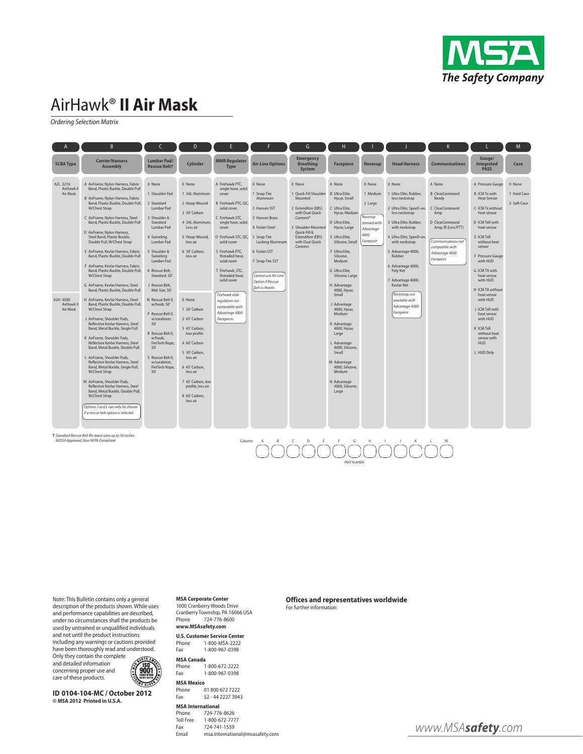MSA
The Safety Company

# AirHawk® **II Air Mask**

*Ordering Selection Matrix*

| A | B | C | D | E | F | G | H | I | J | K | L | M |
|---|---|---|---|---|---|---|---|---|---|---|---|---|
| **SCBA Type** | **Carrier/Harness Assembly** | **Lumbar Pad/ Rescue Belt†** | **Cylinder** | **MMR Regulator Type** | **Air-Line Options** | **Emergency Breathing System** | **Facepiece** | **Nosecup** | **Head Harness** | **Communications** | **Gauge/ Integrated PASS** | **Case** |
| A2L 2216 AirHawk II Air Mask | A AirFrame, Nylon Harness, Fabric Band, Plastic Buckle, Double Pull | 0 None | 0 None | A Firehawk PTC, single hose, solid cover | 0 None | 0 None | A None | 0 None | 0 None | A None | A Pressure Gauge | 0 None |
| | B AirFrame, Nylon Harness, Fabric Band, Plastic Buckle, Double Pull, W/Chest Strap | 1 Shoulder Pad | 1 3AL Aluminum | B Firehawk PTC, QC, solid cover, | 1 Snap-Tite Aluminum | 1 Quick-Fill Shoulder Mounted | B Ultra Elite, Hycar, Small | 1 Medium | 1 Ultra Elite, Rubber, less neckstrap | B ClearCommand Ready | B ICM Tx with Heat Sensor | 1 Hard Case |
| | C AirFrame, Nylon Harness, Steel Band, Plastic Buckle, Double Pull | 2 Standard Lumbar Pad | 2 Hoop-Wound | C Firehawk STC, single hose, solid cover | 2 Hansen SST | 2 ExtendAire (EBS) with Dual Quick Connect® | C Ultra Elite, Hycar, Medium | 2 Large | 2 Ultra Elite, SpeeD-on, less neckstrap | C ClearCommand Amp | C ICM Tx without heat sensor | 2 Soft Case |
| | D AirFrame, Nylon Harness, Steel Band, Plastic Buckle, Double Pull, W/Chest Strap | 3 Shoulder & Standard Lumbar Pad | 3 30' Carbon | D Firehawk STC, QC, solid cover | 3 Hansen Brass | 3 Shoulder Mounted Quick-Fill & ExtendAire (EBS) with Dual Quick Connect | D Ultra Elite, Hycar, Large | *Nosecup stanard with Advantage 4000 Facepiece* | 3 Ultra Elite, Rubber, with neckstrap | D ClearCommand Amp, RI (Less PTT) | D ICM TxR with heat sensor | |
| | E AirFrame, Kevlar Harness, Fabric Band, Plastic Buckle, Double Pull | 4 Swiveling Lumbar Pad | 4 3AL Aluminum, Less air | S Firehawk PTC, threaded hose, solid cover | 4 Foster Steel | | E Ultra Elite, Silicone, Small | | 4 Ultra Elite, SpeeD-on, with neckstrap | *Communications not compatible with Advantage 4000 Facepiece* | E ICM TxR without heat sensor | |
| | F AirFrame, Kevlar Harness, Fabric Band, Plastic Buckle, Double Pull, W/Chest Strap | 5 Shoulder & Swiveling Lumbar Pad | 5 Hoop-Wound, less air | T Firehawk, STC, threaded hose, solid cover | 5 Snap-Tite Locking Aluminum | | F Ultra Elite, Silicone, Medium | | 5 Advantage 4000, Rubber | | F Pressure Gauge with HUD | |
| | G AirFrame, Kevlar Harness, Steel Band, Plastic Buckle, Double Pull | A Rescue Belt, Standard, 50' | 6 30' Carbon, less air | *Firehawk slide regulators not compatible with Advantage 4000 Facepieces* | 6 Foster SST | | G Ultra Elite, Silicone, Large | | 6 Advantage 4000, Poly Net | | G ICM TX with heat sensor with HUD | |
| A2H 4500 AirHawk II Air Mask | H AirFrame, Kevlar Harness, Steel Band, Plastic Buckle, Double Pull, W/Chest Strap | J Rescue Belt, Mid-Size, 50' | 0 None | | 7 Snap-Tite SST | | H Advantage 4000, Hycar, Small | | 7 Advantage 4000, Kevlar Net | | H ICM TX without heat sensor with HUD | |
| | J AirFrame, Shoulder Pads, Reflective Kevlar Harness, Steel Band, Metal Buckle, Single Pull | N Rescue Belt II, w/hook, 50' | 1 30' Carbon | | *Cannot use Air-Line Option if Rescue Belt is chosen.* | | J Advantage 4000, Hycar, Medium | | *Neckstrap not available with Advantage 4000 Facepiece* | | J ICM TxR with heat sensor with HUD | |
| | K AirFrame, Shoulder Pads, Reflective Kevlar Harness, Steel Band, Metal Buckle, Double Pull | P Rescue Belt II, w/carabiner, 50' | 2 45' Carbon | | | | K Advantage 4000, Hycar, Large | | | | K ICM TxR without heat sensor with HUD | |
| | L AirFrame, Shoulder Pads, Reflective Kevlar Harness, Steel Band, Metal Buckle, Single Pull, W/Chest Strap | R Rescue Belt II, w/hook, FireTech Rope, 50' | 3 45' Carbon, low profile | | | | L Advantage 4000, Silicone, Small | | | | L HUD Only | |
| | M AirFrame, Shoulder Pads, Reflective Kevlar Harness, Steel Band, Metal Buckle, Double Pull, W/Chest Strap | S Rescue Belt II, w/carabiner, FireTech Rope, 50' | 4 60' Carbon | | | | M Advantage 4000, Silicone, Medium | | | | | |
| | *Options J and L can only be chosen if a rescue belt option is selected.* | | 5 30' Carbon, less air | | | | N Advantage 4000, Silicone, Large | | | | | |
| | | | 6 45' Carbon, less air | | | | | | | | | |
| | | | 7 45' Carbon, low profile, less air | | | | | | | | | |
| | | | 8 60' Carbon, less air | | | | | | | | | |

† *Standard Rescue Belt fits waist sizes up to 54 inches.*
*NIOSH Approved, Non NFPA Compliant*

Column: A B C D E F G H I J K L M

PART NUMBER

Note: This Bulletin contains only a general description of the products shown. While uses and performance capabilities are described, under no circumstances shall the products be used by untrained or unqualified individuals and not until the product instructions including any warnings or cautions provided have been thoroughly read and understood. Only they contain the complete and detailed information concerning proper use and care of these products.

**ID 0104-104-MC / October 2012**
**© MSA 2012 Printed in U.S.A.**

**MSA Corporate Center**
1000 Cranberry Woods Drive
Cranberry Township, PA 16066 USA
Phone 724-776-8600
**www.MSAsafety.com**

**U.S. Customer Service Center**
Phone 1-800-MSA-2222
Fax 1-800-967-0398

**MSA Canada**
Phone 1-800-672-2222
Fax 1-800-967-0398

**MSA Mexico**
Phone 01 800 672 7222
Fax 52 - 44 2227 3943

**MSA International**
Phone 724-776-8626
Toll Free 1-800-672-7777
Fax 724-741-1559
Email msa.international@msasafety.com

**Offices and representatives worldwide**
For further information:

www.MSA***safety***.com